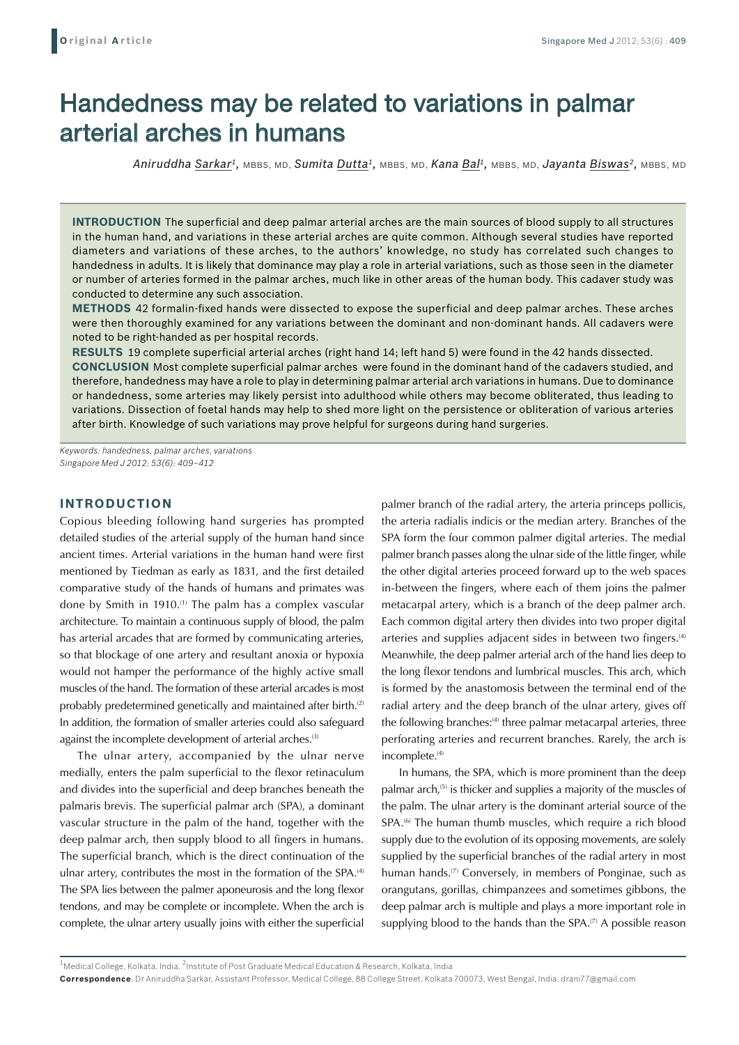# Handedness may be related to variations in palmar arterial arches in humans

*Aniruddha Sarkar[1], MBBS, MD, Sumita Dutta[1], MBBS, MD, Kana Bal[1], MBBS, MD, Jayanta Biswas[2], MBBS, MD*

**INTRODUCTION** The superficial and deep palmar arterial arches are the main sources of blood supply to all structures in the human hand, and variations in these arterial arches are quite common. Although several studies have reported diameters and variations of these arches, to the authors' knowledge, no study has correlated such changes to handedness in adults. It is likely that dominance may play a role in arterial variations, such as those seen in the diameter or number of arteries formed in the palmar arches, much like in other areas of the human body. This cadaver study was conducted to determine any such association.

**METHODS** 42 formalin-fixed hands were dissected to expose the superficial and deep palmar arches. These arches were then thoroughly examined for any variations between the dominant and non-dominant hands. All cadavers were noted to be right-handed as per hospital records.

**RESULTS** 19 complete superficial arterial arches (right hand 14; left hand 5) were found in the 42 hands dissected.

**CONCLUSION** Most complete superficial palmar arches were found in the dominant hand of the cadavers studied, and therefore, handedness may have a role to play in determining palmar arterial arch variations in humans. Due to dominance or handedness, some arteries may likely persist into adulthood while others may become obliterated, thus leading to variations. Dissection of foetal hands may help to shed more light on the persistence or obliteration of various arteries after birth. Knowledge of such variations may prove helpful for surgeons during hand surgeries.

*Keywords: handedness, palmar arches, variations*
*Singapore Med J 2012; 53(6): 409–412*

## INTRODUCTION

Copious bleeding following hand surgeries has prompted detailed studies of the arterial supply of the human hand since ancient times. Arterial variations in the human hand were first mentioned by Tiedman as early as 1831, and the first detailed comparative study of the hands of humans and primates was done by Smith in 1910.[1] The palm has a complex vascular architecture. To maintain a continuous supply of blood, the palm has arterial arcades that are formed by communicating arteries, so that blockage of one artery and resultant anoxia or hypoxia would not hamper the performance of the highly active small muscles of the hand. The formation of these arterial arcades is most probably predetermined genetically and maintained after birth.[2] In addition, the formation of smaller arteries could also safeguard against the incomplete development of arterial arches.[3]

The ulnar artery, accompanied by the ulnar nerve medially, enters the palm superficial to the flexor retinaculum and divides into the superficial and deep branches beneath the palmaris brevis. The superficial palmar arch (SPA), a dominant vascular structure in the palm of the hand, together with the deep palmar arch, then supply blood to all fingers in humans. The superficial branch, which is the direct continuation of the ulnar artery, contributes the most in the formation of the SPA.[4] The SPA lies between the palmer aponeurosis and the long flexor tendons, and may be complete or incomplete. When the arch is complete, the ulnar artery usually joins with either the superficial palmer branch of the radial artery, the arteria princeps pollicis, the arteria radialis indicis or the median artery. Branches of the SPA form the four common palmer digital arteries. The medial palmer branch passes along the ulnar side of the little finger, while the other digital arteries proceed forward up to the web spaces in-between the fingers, where each of them joins the palmer metacarpal artery, which is a branch of the deep palmer arch. Each common digital artery then divides into two proper digital arteries and supplies adjacent sides in between two fingers.[4] Meanwhile, the deep palmer arterial arch of the hand lies deep to the long flexor tendons and lumbrical muscles. This arch, which is formed by the anastomosis between the terminal end of the radial artery and the deep branch of the ulnar artery, gives off the following branches:[4] three palmar metacarpal arteries, three perforating arteries and recurrent branches. Rarely, the arch is incomplete.[4]

In humans, the SPA, which is more prominent than the deep palmar arch,[5] is thicker and supplies a majority of the muscles of the palm. The ulnar artery is the dominant arterial source of the SPA.[6] The human thumb muscles, which require a rich blood supply due to the evolution of its opposing movements, are solely supplied by the superficial branches of the radial artery in most human hands.[7] Conversely, in members of Ponginae, such as orangutans, gorillas, chimpanzees and sometimes gibbons, the deep palmar arch is multiple and plays a more important role in supplying blood to the hands than the SPA.[7] A possible reason

[1]Medical College, Kolkata, India, [2]Institute of Post Graduate Medical Education & Research, Kolkata, India

**Correspondence**: Dr Aniruddha Sarkar, Assistant Professor, Medical College, 88 College Street, Kolkata 700073, West Bengal, India. drani77@gmail.com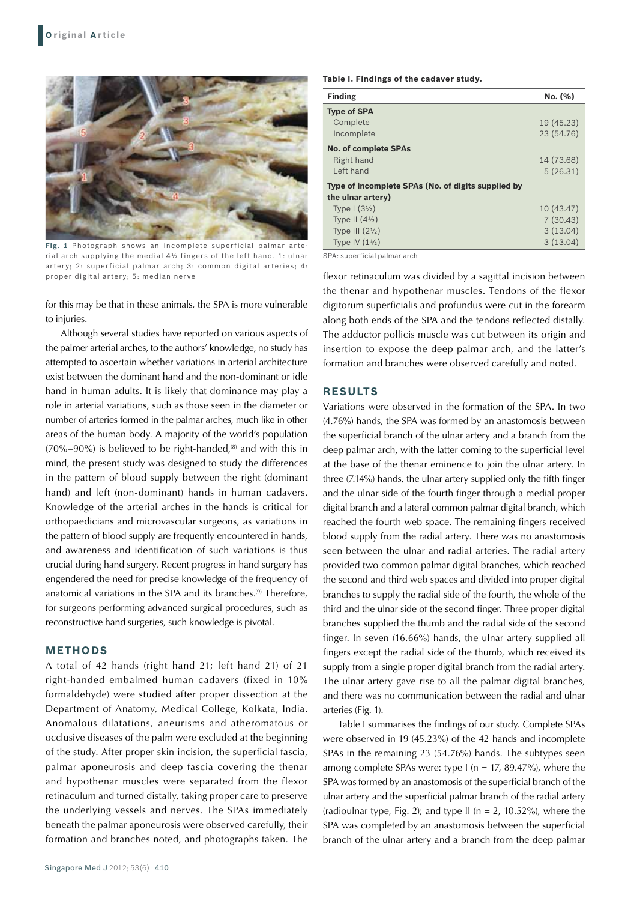Fig. 1 Photograph shows an incomplete superficial palmar arterial arch supplying the medial 4½ fingers of the left hand. 1: ulnar artery; 2: superficial palmar arch; 3: common digital arteries; 4: proper digital artery; 5: median nerve

for this may be that in these animals, the SPA is more vulnerable to injuries.

Although several studies have reported on various aspects of the palmer arterial arches, to the authors' knowledge, no study has attempted to ascertain whether variations in arterial architecture exist between the dominant hand and the non-dominant or idle hand in human adults. It is likely that dominance may play a role in arterial variations, such as those seen in the diameter or number of arteries formed in the palmar arches, much like in other areas of the human body. A majority of the world's population (70%–90%) is believed to be right-handed,[8] and with this in mind, the present study was designed to study the differences in the pattern of blood supply between the right (dominant hand) and left (non-dominant) hands in human cadavers. Knowledge of the arterial arches in the hands is critical for orthopaedicians and microvascular surgeons, as variations in the pattern of blood supply are frequently encountered in hands, and awareness and identification of such variations is thus crucial during hand surgery. Recent progress in hand surgery has engendered the need for precise knowledge of the frequency of anatomical variations in the SPA and its branches.[9] Therefore, for surgeons performing advanced surgical procedures, such as reconstructive hand surgeries, such knowledge is pivotal.

## METHODS

A total of 42 hands (right hand 21; left hand 21) of 21 right-handed embalmed human cadavers (fixed in 10% formaldehyde) were studied after proper dissection at the Department of Anatomy, Medical College, Kolkata, India. Anomalous dilatations, aneurisms and atheromatous or occlusive diseases of the palm were excluded at the beginning of the study. After proper skin incision, the superficial fascia, palmar aponeurosis and deep fascia covering the thenar and hypothenar muscles were separated from the flexor retinaculum and turned distally, taking proper care to preserve the underlying vessels and nerves. The SPAs immediately beneath the palmar aponeurosis were observed carefully, their formation and branches noted, and photographs taken. The flexor retinaculum was divided by a sagittal incision between the thenar and hypothenar muscles. Tendons of the flexor digitorum superficialis and profundus were cut in the forearm along both ends of the SPA and the tendons reflected distally. The adductor pollicis muscle was cut between its origin and insertion to expose the deep palmar arch, and the latter's formation and branches were observed carefully and noted.

**Table I. Findings of the cadaver study.**

| Finding | No. (%) |
|---|---|
| **Type of SPA** | |
| Complete | 19 (45.23) |
| Incomplete | 23 (54.76) |
| **No. of complete SPAs** | |
| Right hand | 14 (73.68) |
| Left hand | 5 (26.31) |
| **Type of incomplete SPAs (No. of digits supplied by the ulnar artery)** | |
| Type I (3½) | 10 (43.47) |
| Type II (4½) | 7 (30.43) |
| Type III (2½) | 3 (13.04) |
| Type IV (1½) | 3 (13.04) |

SPA: superficial palmar arch

## RESULTS

Variations were observed in the formation of the SPA. In two (4.76%) hands, the SPA was formed by an anastomosis between the superficial branch of the ulnar artery and a branch from the deep palmar arch, with the latter coming to the superficial level at the base of the thenar eminence to join the ulnar artery. In three (7.14%) hands, the ulnar artery supplied only the fifth finger and the ulnar side of the fourth finger through a medial proper digital branch and a lateral common palmar digital branch, which reached the fourth web space. The remaining fingers received blood supply from the radial artery. There was no anastomosis seen between the ulnar and radial arteries. The radial artery provided two common palmar digital branches, which reached the second and third web spaces and divided into proper digital branches to supply the radial side of the fourth, the whole of the third and the ulnar side of the second finger. Three proper digital branches supplied the thumb and the radial side of the second finger. In seven (16.66%) hands, the ulnar artery supplied all fingers except the radial side of the thumb, which received its supply from a single proper digital branch from the radial artery. The ulnar artery gave rise to all the palmar digital branches, and there was no communication between the radial and ulnar arteries (Fig. 1).

Table I summarises the findings of our study. Complete SPAs were observed in 19 (45.23%) of the 42 hands and incomplete SPAs in the remaining 23 (54.76%) hands. The subtypes seen among complete SPAs were: type I (n = 17, 89.47%), where the SPA was formed by an anastomosis of the superficial branch of the ulnar artery and the superficial palmar branch of the radial artery (radioulnar type, Fig. 2); and type II (n = 2, 10.52%), where the SPA was completed by an anastomosis between the superficial branch of the ulnar artery and a branch from the deep palmar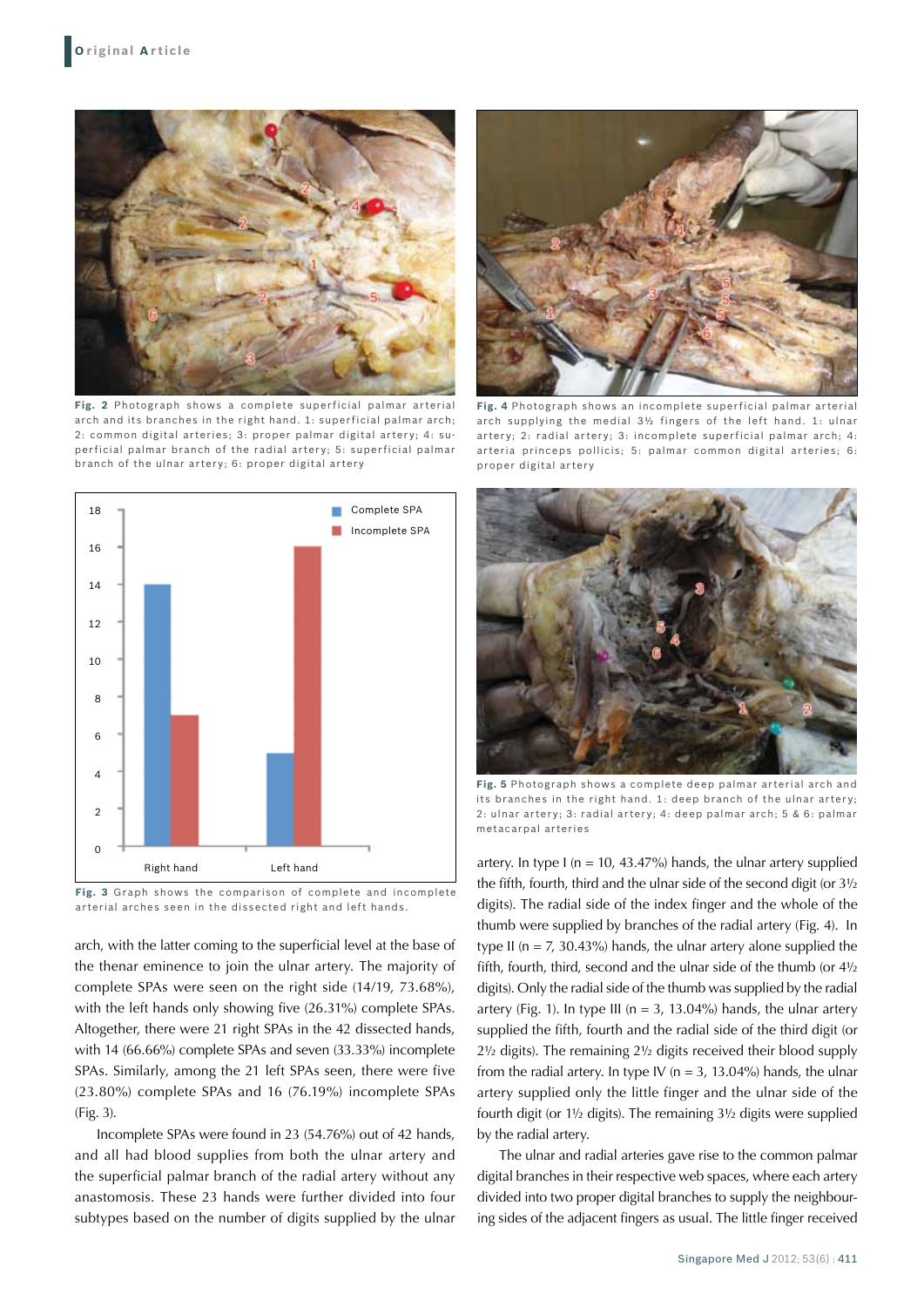Fig. 2 Photograph shows a complete superficial palmar arterial arch and its branches in the right hand. 1: superficial palmar arch; 2: common digital arteries; 3: proper palmar digital artery; 4: superficial palmar branch of the radial artery; 5: superficial palmar branch of the ulnar artery; 6: proper digital artery

Fig. 3 Graph shows the comparison of complete and incomplete arterial arches seen in the dissected right and left hands.

arch, with the latter coming to the superficial level at the base of the thenar eminence to join the ulnar artery. The majority of complete SPAs were seen on the right side (14/19, 73.68%), with the left hands only showing five (26.31%) complete SPAs. Altogether, there were 21 right SPAs in the 42 dissected hands, with 14 (66.66%) complete SPAs and seven (33.33%) incomplete SPAs. Similarly, among the 21 left SPAs seen, there were five (23.80%) complete SPAs and 16 (76.19%) incomplete SPAs (Fig. 3).

Incomplete SPAs were found in 23 (54.76%) out of 42 hands, and all had blood supplies from both the ulnar artery and the superficial palmar branch of the radial artery without any anastomosis. These 23 hands were further divided into four subtypes based on the number of digits supplied by the ulnar artery. In type I (n = 10, 43.47%) hands, the ulnar artery supplied the fifth, fourth, third and the ulnar side of the second digit (or 3½ digits). The radial side of the index finger and the whole of the thumb were supplied by branches of the radial artery (Fig. 4). In type II (n = 7, 30.43%) hands, the ulnar artery alone supplied the fifth, fourth, third, second and the ulnar side of the thumb (or 4½ digits). Only the radial side of the thumb was supplied by the radial artery (Fig. 1). In type III (n = 3, 13.04%) hands, the ulnar artery supplied the fifth, fourth and the radial side of the third digit (or 2½ digits). The remaining 2½ digits received their blood supply from the radial artery. In type IV (n = 3, 13.04%) hands, the ulnar artery supplied only the little finger and the ulnar side of the fourth digit (or 1½ digits). The remaining 3½ digits were supplied by the radial artery.

Fig. 4 Photograph shows an incomplete superficial palmar arterial arch supplying the medial 3½ fingers of the left hand. 1: ulnar artery; 2: radial artery; 3: incomplete superficial palmar arch; 4: arteria princeps pollicis; 5: palmar common digital arteries; 6: proper digital artery

Fig. 5 Photograph shows a complete deep palmar arterial arch and its branches in the right hand. 1: deep branch of the ulnar artery; 2: ulnar artery; 3: radial artery; 4: deep palmar arch; 5 & 6: palmar metacarpal arteries

The ulnar and radial arteries gave rise to the common palmar digital branches in their respective web spaces, where each artery divided into two proper digital branches to supply the neighbouring sides of the adjacent fingers as usual. The little finger received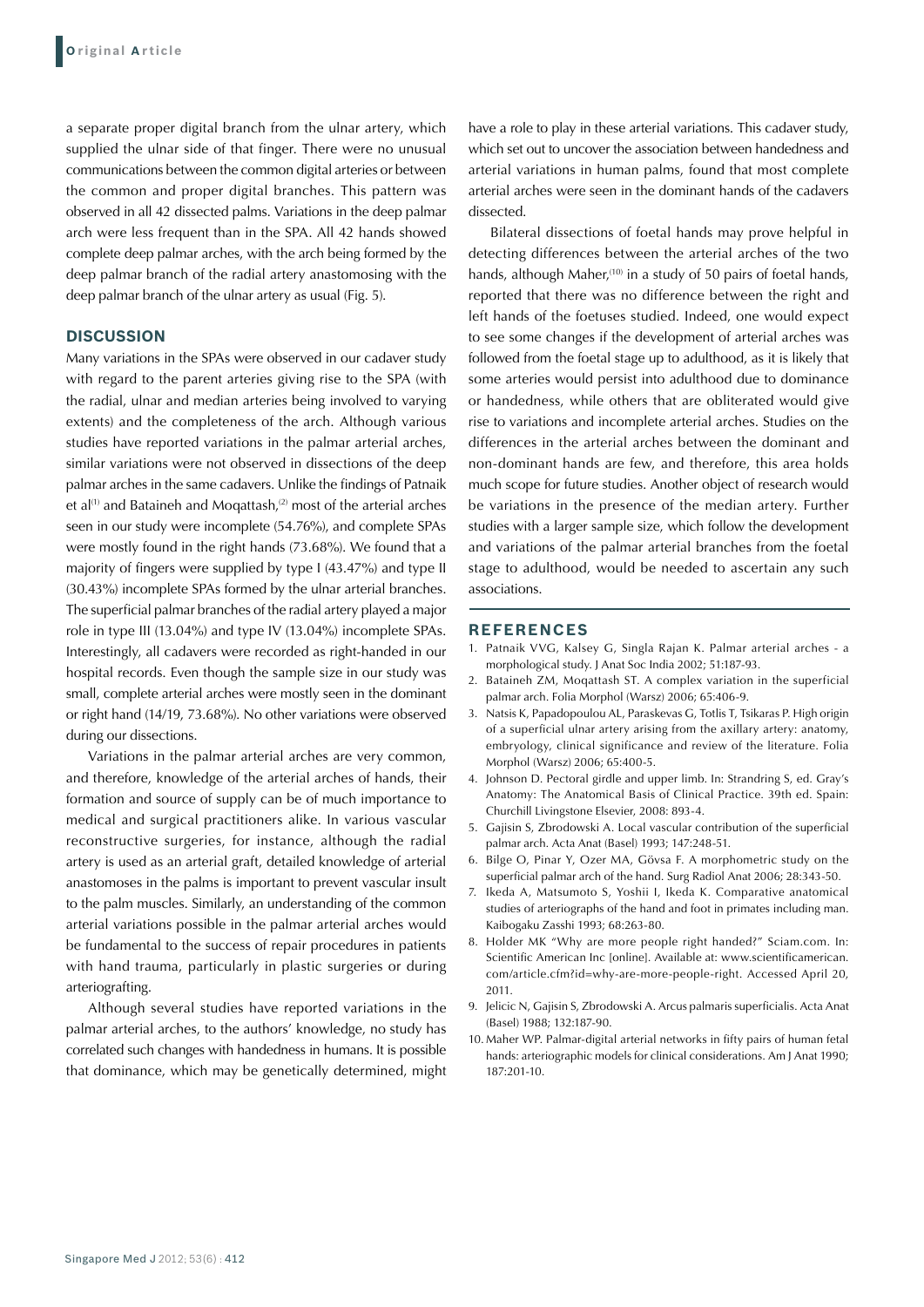a separate proper digital branch from the ulnar artery, which supplied the ulnar side of that finger. There were no unusual communications between the common digital arteries or between the common and proper digital branches. This pattern was observed in all 42 dissected palms. Variations in the deep palmar arch were less frequent than in the SPA. All 42 hands showed complete deep palmar arches, with the arch being formed by the deep palmar branch of the radial artery anastomosing with the deep palmar branch of the ulnar artery as usual (Fig. 5).

## DISCUSSION

Many variations in the SPAs were observed in our cadaver study with regard to the parent arteries giving rise to the SPA (with the radial, ulnar and median arteries being involved to varying extents) and the completeness of the arch. Although various studies have reported variations in the palmar arterial arches, similar variations were not observed in dissections of the deep palmar arches in the same cadavers. Unlike the findings of Patnaik et al[1] and Bataineh and Moqattash,[2] most of the arterial arches seen in our study were incomplete (54.76%), and complete SPAs were mostly found in the right hands (73.68%). We found that a majority of fingers were supplied by type I (43.47%) and type II (30.43%) incomplete SPAs formed by the ulnar arterial branches. The superficial palmar branches of the radial artery played a major role in type III (13.04%) and type IV (13.04%) incomplete SPAs. Interestingly, all cadavers were recorded as right-handed in our hospital records. Even though the sample size in our study was small, complete arterial arches were mostly seen in the dominant or right hand (14/19, 73.68%). No other variations were observed during our dissections.

Variations in the palmar arterial arches are very common, and therefore, knowledge of the arterial arches of hands, their formation and source of supply can be of much importance to medical and surgical practitioners alike. In various vascular reconstructive surgeries, for instance, although the radial artery is used as an arterial graft, detailed knowledge of arterial anastomoses in the palms is important to prevent vascular insult to the palm muscles. Similarly, an understanding of the common arterial variations possible in the palmar arterial arches would be fundamental to the success of repair procedures in patients with hand trauma, particularly in plastic surgeries or during arteriografting.

Although several studies have reported variations in the palmar arterial arches, to the authors' knowledge, no study has correlated such changes with handedness in humans. It is possible that dominance, which may be genetically determined, might have a role to play in these arterial variations. This cadaver study, which set out to uncover the association between handedness and arterial variations in human palms, found that most complete arterial arches were seen in the dominant hands of the cadavers dissected.

Bilateral dissections of foetal hands may prove helpful in detecting differences between the arterial arches of the two hands, although Maher,[10] in a study of 50 pairs of foetal hands, reported that there was no difference between the right and left hands of the foetuses studied. Indeed, one would expect to see some changes if the development of arterial arches was followed from the foetal stage up to adulthood, as it is likely that some arteries would persist into adulthood due to dominance or handedness, while others that are obliterated would give rise to variations and incomplete arterial arches. Studies on the differences in the arterial arches between the dominant and non-dominant hands are few, and therefore, this area holds much scope for future studies. Another object of research would be variations in the presence of the median artery. Further studies with a larger sample size, which follow the development and variations of the palmar arterial branches from the foetal stage to adulthood, would be needed to ascertain any such associations.

## REFERENCES

1. Patnaik VVG, Kalsey G, Singla Rajan K. Palmar arterial arches - a morphological study. J Anat Soc India 2002; 51:187-93.
2. Bataineh ZM, Moqattash ST. A complex variation in the superficial palmar arch. Folia Morphol (Warsz) 2006; 65:406-9.
3. Natsis K, Papadopoulou AL, Paraskevas G, Totlis T, Tsikaras P. High origin of a superficial ulnar artery arising from the axillary artery: anatomy, embryology, clinical significance and review of the literature. Folia Morphol (Warsz) 2006; 65:400-5.
4. Johnson D. Pectoral girdle and upper limb. In: Strandring S, ed. Gray's Anatomy: The Anatomical Basis of Clinical Practice. 39th ed. Spain: Churchill Livingstone Elsevier, 2008: 893-4.
5. Gajisin S, Zbrodowski A. Local vascular contribution of the superficial palmar arch. Acta Anat (Basel) 1993; 147:248-51.
6. Bilge O, Pinar Y, Ozer MA, Gövsa F. A morphometric study on the superficial palmar arch of the hand. Surg Radiol Anat 2006; 28:343-50.
7. Ikeda A, Matsumoto S, Yoshii I, Ikeda K. Comparative anatomical studies of arteriographs of the hand and foot in primates including man. Kaibogaku Zasshi 1993; 68:263-80.
8. Holder MK "Why are more people right handed?" Sciam.com. In: Scientific American Inc [online]. Available at: www.scientificamerican.com/article.cfm?id=why-are-more-people-right. Accessed April 20, 2011.
9. Jelicic N, Gajisin S, Zbrodowski A. Arcus palmaris superficialis. Acta Anat (Basel) 1988; 132:187-90.
10. Maher WP. Palmar-digital arterial networks in fifty pairs of human fetal hands: arteriographic models for clinical considerations. Am J Anat 1990; 187:201-10.